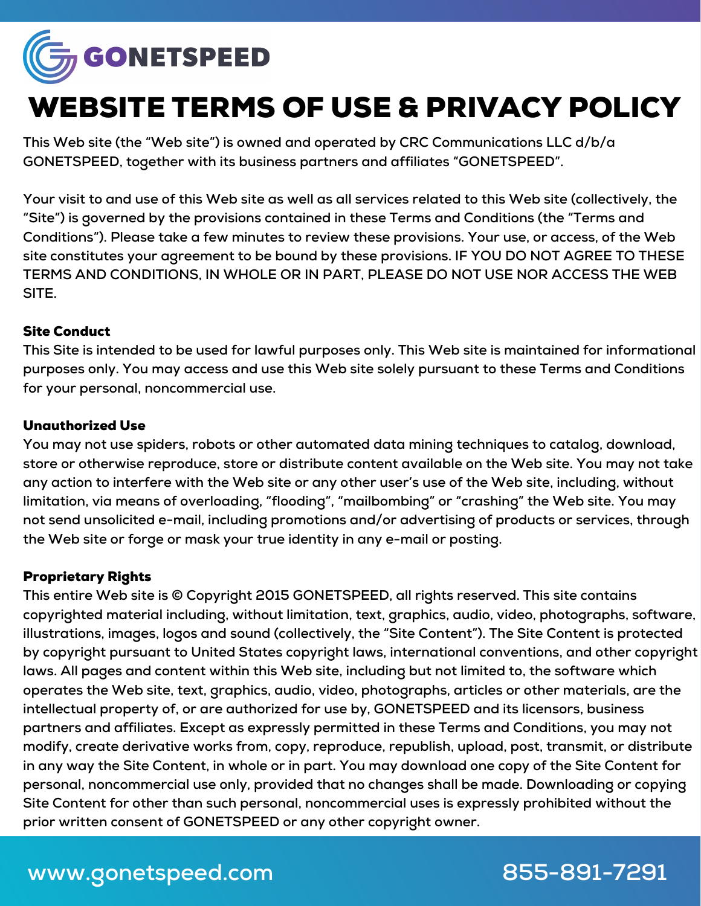GONETSPEED

# WEBSITE TERMS OF USE & PRIVACY POLICY

This Web site (the "Web site") is owned and operated by CRC Communications LLC d/b/a GONETSPEED, together with its business partners and affiliates "GONETSPEED".

Your visit to and use of this Web site as well as all services related to this Web site (collectively, the "Site") is governed by the provisions contained in these Terms and Conditions (the "Terms and Conditions"). Please take a few minutes to review these provisions. Your use, or access, of the Web site constitutes your agreement to be bound by these provisions. IF YOU DO NOT AGREE TO THESE TERMS AND CONDITIONS, IN WHOLE OR IN PART, PLEASE DO NOT USE NOR ACCESS THE WEB SITE.

### Site Conduct

This Site is intended to be used for lawful purposes only. This Web site is maintained for informational purposes only. You may access and use this Web site solely pursuant to these Terms and Conditions for your personal, noncommercial use.

### Unauthorized Use

You may not use spiders, robots or other automated data mining techniques to catalog, download, store or otherwise reproduce, store or distribute content available on the Web site. You may not take any action to interfere with the Web site or any other user's use of the Web site, including, without limitation, via means of overloading, "flooding", "mailbombing" or "crashing" the Web site. You may not send unsolicited e-mail, including promotions and/or advertising of products or services, through the Web site or forge or mask your true identity in any e-mail or posting.

### Proprietary Rights

This entire Web site is © Copyright 2015 GONETSPEED, all rights reserved. This site contains copyrighted material including, without limitation, text, graphics, audio, video, photographs, software, illustrations, images, logos and sound (collectively, the "Site Content"). The Site Content is protected by copyright pursuant to United States copyright laws, international conventions, and other copyright laws. All pages and content within this Web site, including but not limited to, the software which operates the Web site, text, graphics, audio, video, photographs, articles or other materials, are the intellectual property of, or are authorized for use by, GONETSPEED and its licensors, business partners and affiliates. Except as expressly permitted in these Terms and Conditions, you may not modify, create derivative works from, copy, reproduce, republish, upload, post, transmit, or distribute in any way the Site Content, in whole or in part. You may download one copy of the Site Content for personal, noncommercial use only, provided that no changes shall be made. Downloading or copying Site Content for other than such personal, noncommercial uses is expressly prohibited without the prior written consent of GONETSPEED or any other copyright owner.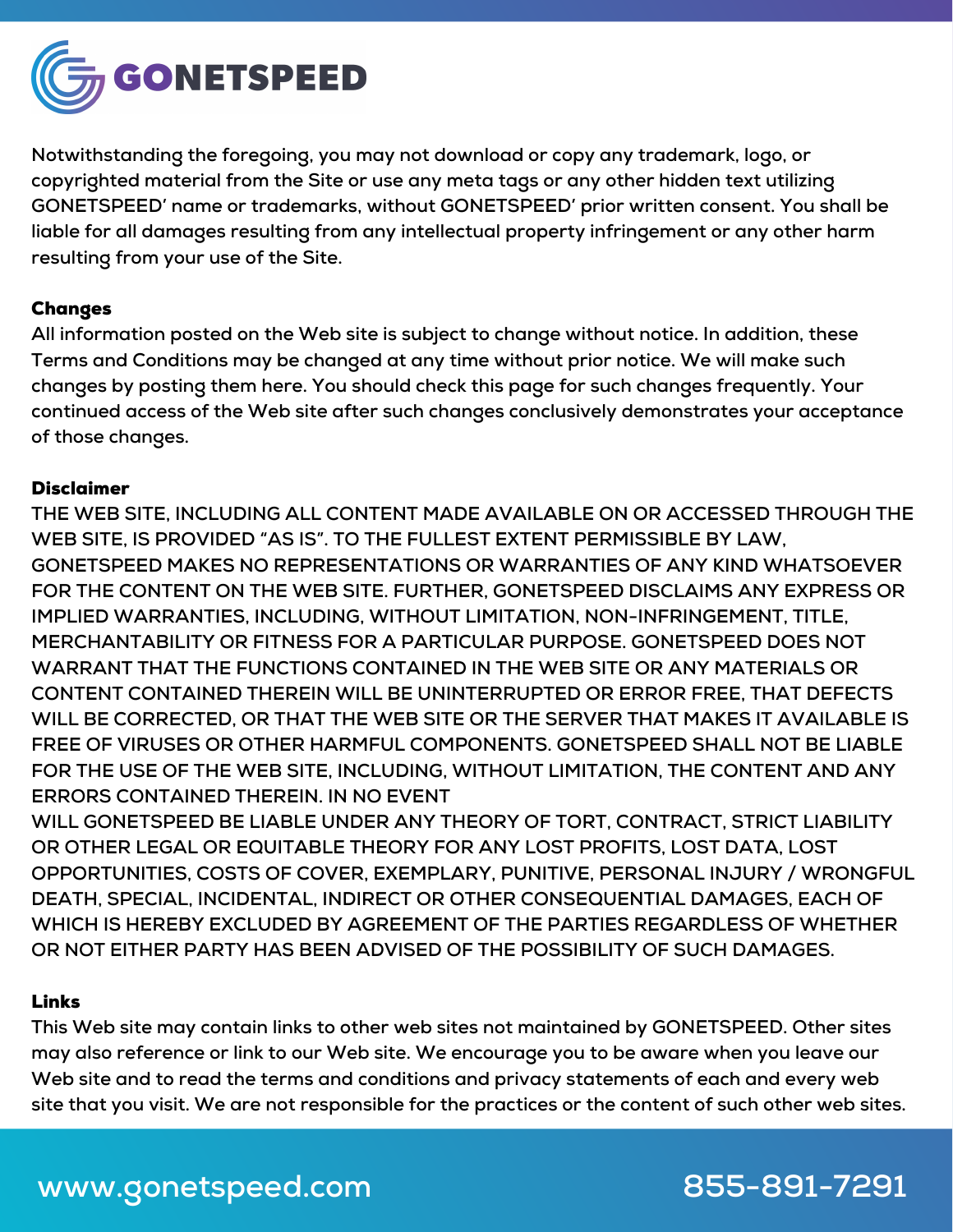Notwithstanding the foregoing, you may not download or copy any trademark, logo, or copyrighted material from the Site or use any meta tags or any other hidden text utilizing GONETSPEED' name or trademarks, without GONETSPEED' prior written consent. You shall be liable for all damages resulting from any intellectual property infringement or any other harm resulting from your use of the Site.

**Changes**

All information posted on the Web site is subject to change without notice. In addition, these Terms and Conditions may be changed at any time without prior notice. We will make such changes by posting them here. You should check this page for such changes frequently. Your continued access of the Web site after such changes conclusively demonstrates your acceptance of those changes.

**Disclaimer**

THE WEB SITE, INCLUDING ALL CONTENT MADE AVAILABLE ON OR ACCESSED THROUGH THE WEB SITE, IS PROVIDED "AS IS". TO THE FULLEST EXTENT PERMISSIBLE BY LAW, GONETSPEED MAKES NO REPRESENTATIONS OR WARRANTIES OF ANY KIND WHATSOEVER FOR THE CONTENT ON THE WEB SITE. FURTHER, GONETSPEED DISCLAIMS ANY EXPRESS OR IMPLIED WARRANTIES, INCLUDING, WITHOUT LIMITATION, NON-INFRINGEMENT, TITLE, MERCHANTABILITY OR FITNESS FOR A PARTICULAR PURPOSE. GONETSPEED DOES NOT WARRANT THAT THE FUNCTIONS CONTAINED IN THE WEB SITE OR ANY MATERIALS OR CONTENT CONTAINED THEREIN WILL BE UNINTERRUPTED OR ERROR FREE, THAT DEFECTS WILL BE CORRECTED, OR THAT THE WEB SITE OR THE SERVER THAT MAKES IT AVAILABLE IS FREE OF VIRUSES OR OTHER HARMFUL COMPONENTS. GONETSPEED SHALL NOT BE LIABLE FOR THE USE OF THE WEB SITE, INCLUDING, WITHOUT LIMITATION, THE CONTENT AND ANY ERRORS CONTAINED THEREIN. IN NO EVENT
WILL GONETSPEED BE LIABLE UNDER ANY THEORY OF TORT, CONTRACT, STRICT LIABILITY OR OTHER LEGAL OR EQUITABLE THEORY FOR ANY LOST PROFITS, LOST DATA, LOST OPPORTUNITIES, COSTS OF COVER, EXEMPLARY, PUNITIVE, PERSONAL INJURY / WRONGFUL DEATH, SPECIAL, INCIDENTAL, INDIRECT OR OTHER CONSEQUENTIAL DAMAGES, EACH OF WHICH IS HEREBY EXCLUDED BY AGREEMENT OF THE PARTIES REGARDLESS OF WHETHER OR NOT EITHER PARTY HAS BEEN ADVISED OF THE POSSIBILITY OF SUCH DAMAGES.

**Links**

This Web site may contain links to other web sites not maintained by GONETSPEED. Other sites may also reference or link to our Web site. We encourage you to be aware when you leave our Web site and to read the terms and conditions and privacy statements of each and every web site that you visit. We are not responsible for the practices or the content of such other web sites.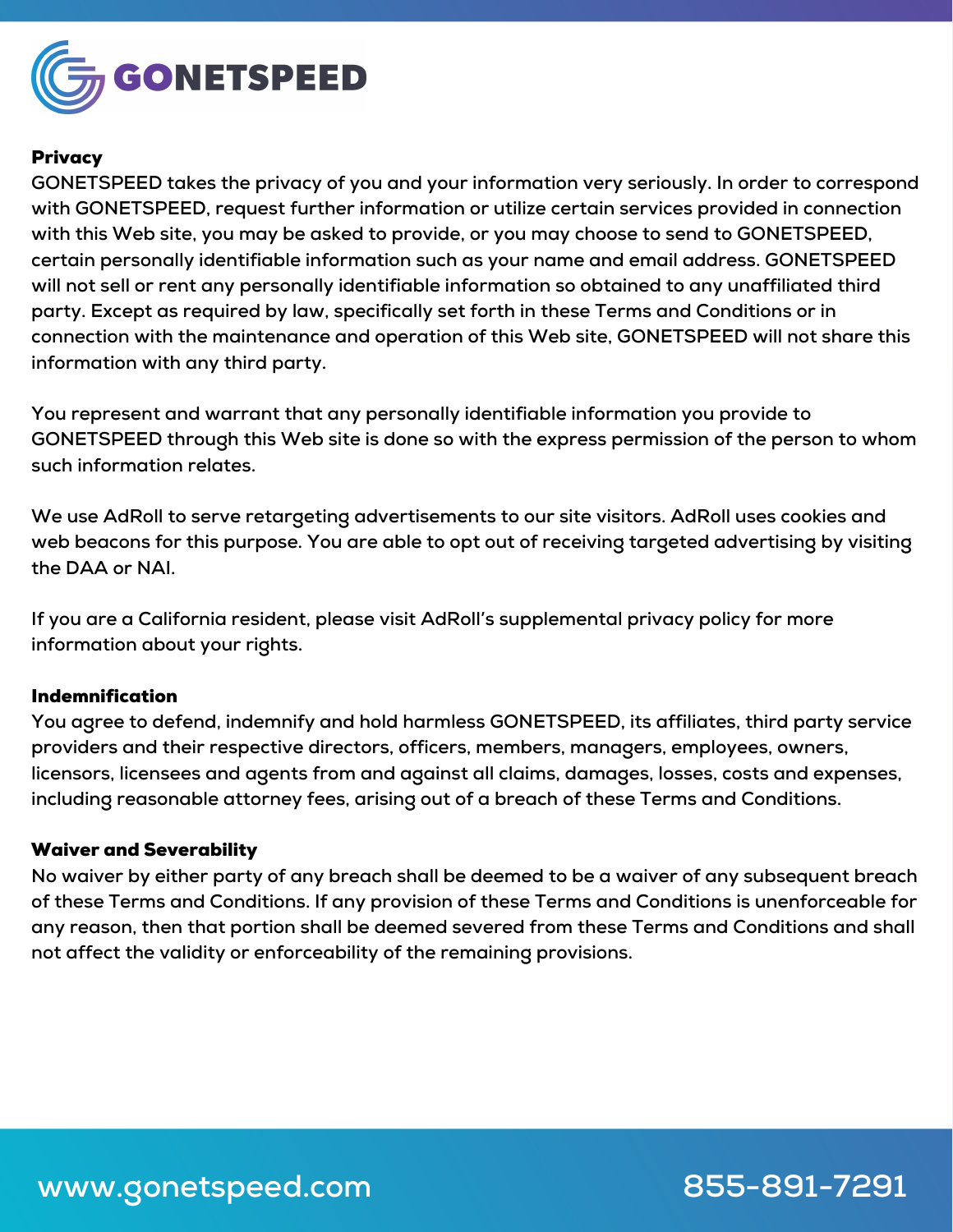## Privacy

GONETSPEED takes the privacy of you and your information very seriously. In order to correspond with GONETSPEED, request further information or utilize certain services provided in connection with this Web site, you may be asked to provide, or you may choose to send to GONETSPEED, certain personally identifiable information such as your name and email address. GONETSPEED will not sell or rent any personally identifiable information so obtained to any unaffiliated third party. Except as required by law, specifically set forth in these Terms and Conditions or in connection with the maintenance and operation of this Web site, GONETSPEED will not share this information with any third party.

You represent and warrant that any personally identifiable information you provide to GONETSPEED through this Web site is done so with the express permission of the person to whom such information relates.

We use AdRoll to serve retargeting advertisements to our site visitors. AdRoll uses cookies and web beacons for this purpose. You are able to opt out of receiving targeted advertising by visiting the DAA or NAI.

If you are a California resident, please visit AdRoll's supplemental privacy policy for more information about your rights.

## Indemnification

You agree to defend, indemnify and hold harmless GONETSPEED, its affiliates, third party service providers and their respective directors, officers, members, managers, employees, owners, licensors, licensees and agents from and against all claims, damages, losses, costs and expenses, including reasonable attorney fees, arising out of a breach of these Terms and Conditions.

## Waiver and Severability

No waiver by either party of any breach shall be deemed to be a waiver of any subsequent breach of these Terms and Conditions. If any provision of these Terms and Conditions is unenforceable for any reason, then that portion shall be deemed severed from these Terms and Conditions and shall not affect the validity or enforceability of the remaining provisions.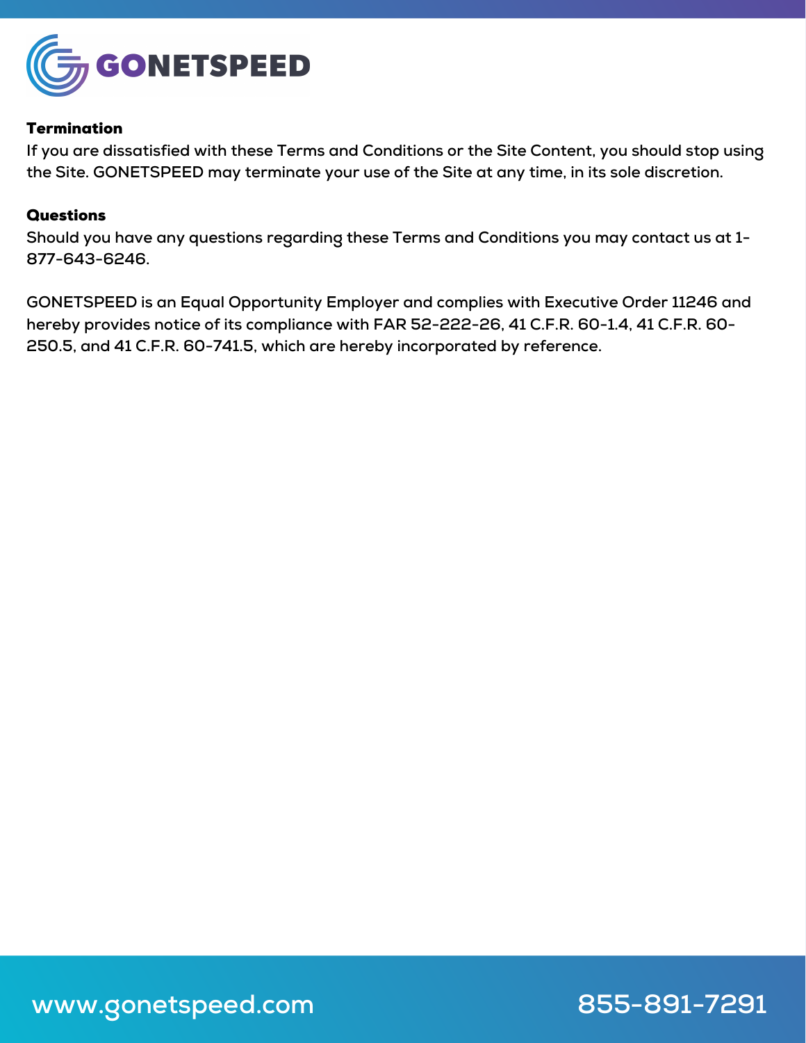### Termination

If you are dissatisfied with these Terms and Conditions or the Site Content, you should stop using the Site. GONETSPEED may terminate your use of the Site at any time, in its sole discretion.

### Questions

Should you have any questions regarding these Terms and Conditions you may contact us at 1-877-643-6246.

GONETSPEED is an Equal Opportunity Employer and complies with Executive Order 11246 and hereby provides notice of its compliance with FAR 52-222-26, 41 C.F.R. 60-1.4, 41 C.F.R. 60-250.5, and 41 C.F.R. 60-741.5, which are hereby incorporated by reference.